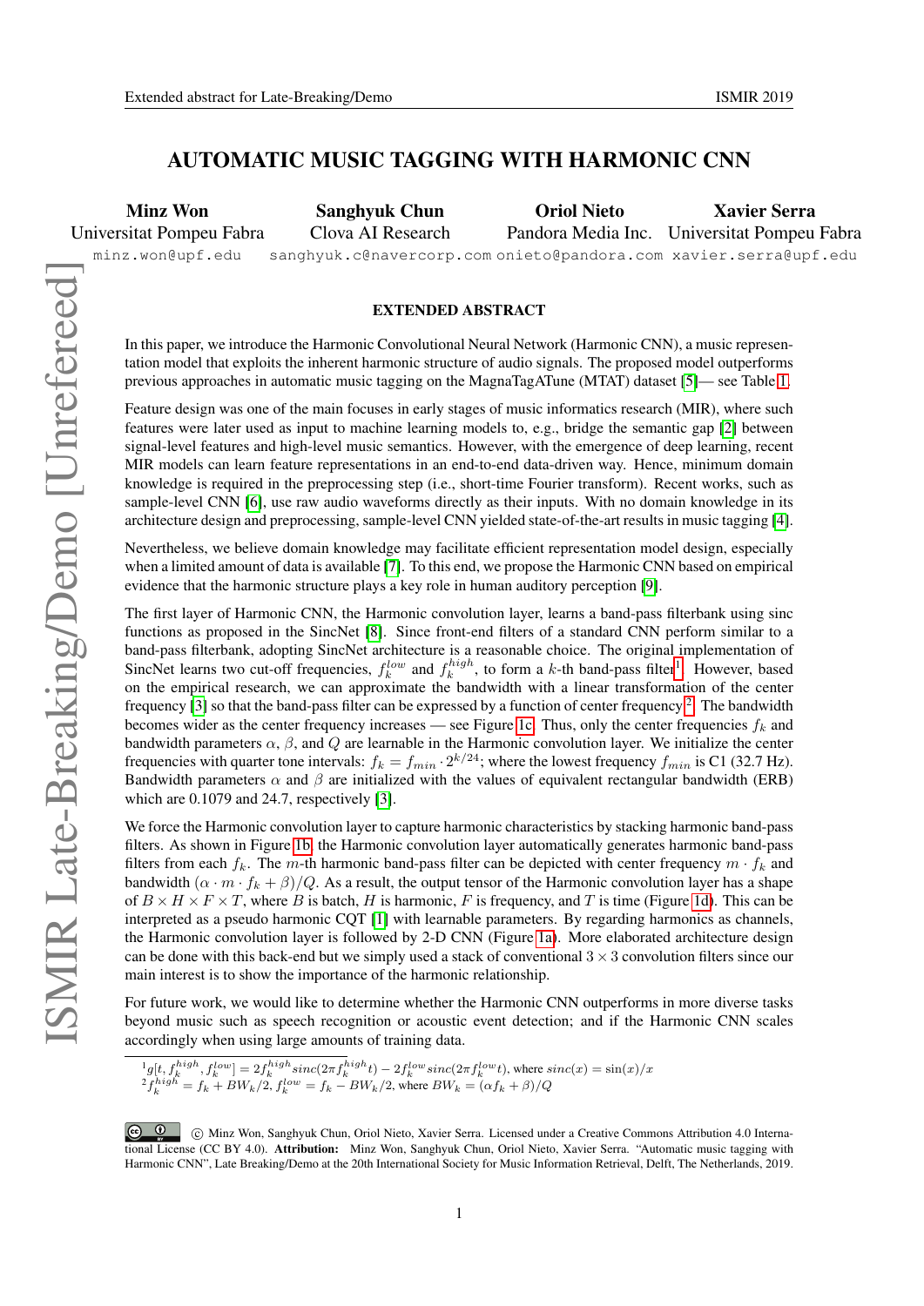# AUTOMATIC MUSIC TAGGING WITH HARMONIC CNN

**Minz Won**
Universitat Pompeu Fabra
minz.won@upf.edu

**Sanghyuk Chun**
Clova AI Research
sanghyuk.c@navercorp.com

**Oriol Nieto**
Pandora Media Inc.
onieto@pandora.com

**Xavier Serra**
Universitat Pompeu Fabra
xavier.serra@upf.edu

ISMIR Late-Breaking/Demo [Unrefereed]

## EXTENDED ABSTRACT

In this paper, we introduce the Harmonic Convolutional Neural Network (Harmonic CNN), a music representation model that exploits the inherent harmonic structure of audio signals. The proposed model outperforms previous approaches in automatic music tagging on the MagnaTagATune (MTAT) dataset [5]— see Table 1.

Feature design was one of the main focuses in early stages of music informatics research (MIR), where such features were later used as input to machine learning models to, e.g., bridge the semantic gap [2] between signal-level features and high-level music semantics. However, with the emergence of deep learning, recent MIR models can learn feature representations in an end-to-end data-driven way. Hence, minimum domain knowledge is required in the preprocessing step (i.e., short-time Fourier transform). Recent works, such as sample-level CNN [6], use raw audio waveforms directly as their inputs. With no domain knowledge in its architecture design and preprocessing, sample-level CNN yielded state-of-the-art results in music tagging [4].

Nevertheless, we believe domain knowledge may facilitate efficient representation model design, especially when a limited amount of data is available [7]. To this end, we propose the Harmonic CNN based on empirical evidence that the harmonic structure plays a key role in human auditory perception [9].

The first layer of Harmonic CNN, the Harmonic convolution layer, learns a band-pass filterbank using sinc functions as proposed in the SincNet [8]. Since front-end filters of a standard CNN perform similar to a band-pass filterbank, adopting SincNet architecture is a reasonable choice. The original implementation of SincNet learns two cut-off frequencies, $f_k^{low}$ and $f_k^{high}$, to form a $k$-th band-pass filter[1]. However, based on the empirical research, we can approximate the bandwidth with a linear transformation of the center frequency [3] so that the band-pass filter can be expressed by a function of center frequency[2]. The bandwidth becomes wider as the center frequency increases — see Figure 1c. Thus, only the center frequencies $f_k$ and bandwidth parameters $\alpha$, $\beta$, and $Q$ are learnable in the Harmonic convolution layer. We initialize the center frequencies with quarter tone intervals: $f_k = f_{min} \cdot 2^{k/24}$; where the lowest frequency $f_{min}$ is C1 (32.7 Hz). Bandwidth parameters $\alpha$ and $\beta$ are initialized with the values of equivalent rectangular bandwidth (ERB) which are 0.1079 and 24.7, respectively [3].

We force the Harmonic convolution layer to capture harmonic characteristics by stacking harmonic band-pass filters. As shown in Figure 1b, the Harmonic convolution layer automatically generates harmonic band-pass filters from each $f_k$. The $m$-th harmonic band-pass filter can be depicted with center frequency $m \cdot f_k$ and bandwidth $(\alpha \cdot m \cdot f_k + \beta)/Q$. As a result, the output tensor of the Harmonic convolution layer has a shape of $B \times H \times F \times T$, where $B$ is batch, $H$ is harmonic, $F$ is frequency, and $T$ is time (Figure 1d). This can be interpreted as a pseudo harmonic CQT [1] with learnable parameters. By regarding harmonics as channels, the Harmonic convolution layer is followed by 2-D CNN (Figure 1a). More elaborated architecture design can be done with this back-end but we simply used a stack of conventional $3 \times 3$ convolution filters since our main interest is to show the importance of the harmonic relationship.

For future work, we would like to determine whether the Harmonic CNN outperforms in more diverse tasks beyond music such as speech recognition or acoustic event detection; and if the Harmonic CNN scales accordingly when using large amounts of training data.

[1] $g[t, f_k^{high}, f_k^{low}] = 2f_k^{high} sinc(2\pi f_k^{high} t) - 2f_k^{low} sinc(2\pi f_k^{low} t)$, where $sinc(x) = \sin(x)/x$

[2] $f_k^{high} = f_k + BW_k/2$, $f_k^{low} = f_k - BW_k/2$, where $BW_k = (\alpha f_k + \beta)/Q$

© Minz Won, Sanghyuk Chun, Oriol Nieto, Xavier Serra. Licensed under a Creative Commons Attribution 4.0 International License (CC BY 4.0). **Attribution:** Minz Won, Sanghyuk Chun, Oriol Nieto, Xavier Serra. "Automatic music tagging with Harmonic CNN", Late Breaking/Demo at the 20th International Society for Music Information Retrieval, Delft, The Netherlands, 2019.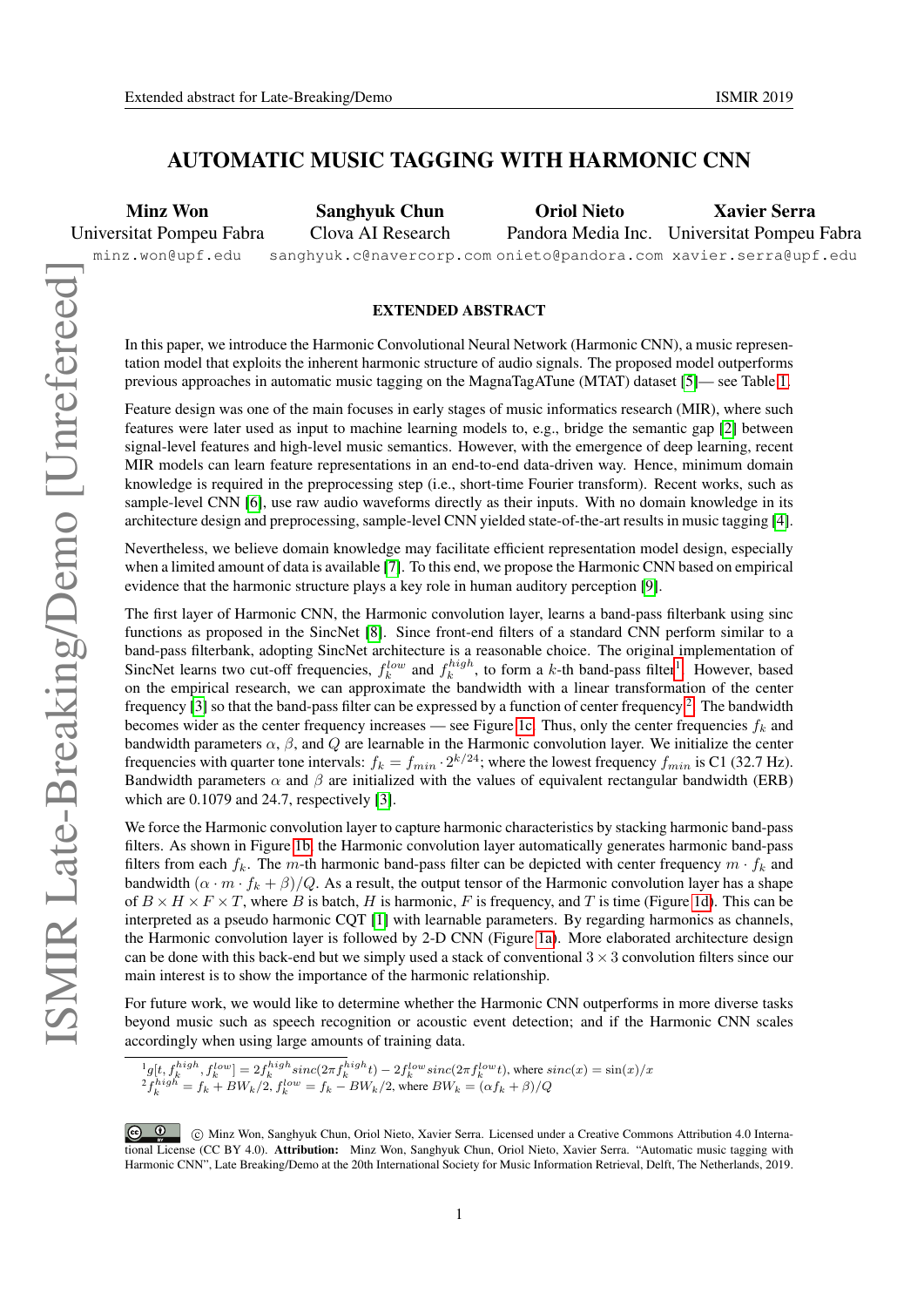# AUTOMATIC MUSIC TAGGING WITH HARMONIC CNN

**Minz Won**
Universitat Pompeu Fabra
minz.won@upf.edu

**Sanghyuk Chun**
Clova AI Research
sanghyuk.c@navercorp.com

**Oriol Nieto**
Pandora Media Inc.
onieto@pandora.com

**Xavier Serra**
Universitat Pompeu Fabra
xavier.serra@upf.edu

ISMIR Late-Breaking/Demo [Unrefereed]

## EXTENDED ABSTRACT

In this paper, we introduce the Harmonic Convolutional Neural Network (Harmonic CNN), a music representation model that exploits the inherent harmonic structure of audio signals. The proposed model outperforms previous approaches in automatic music tagging on the MagnaTagATune (MTAT) dataset [5]— see Table 1.

Feature design was one of the main focuses in early stages of music informatics research (MIR), where such features were later used as input to machine learning models to, e.g., bridge the semantic gap [2] between signal-level features and high-level music semantics. However, with the emergence of deep learning, recent MIR models can learn feature representations in an end-to-end data-driven way. Hence, minimum domain knowledge is required in the preprocessing step (i.e., short-time Fourier transform). Recent works, such as sample-level CNN [6], use raw audio waveforms directly as their inputs. With no domain knowledge in its architecture design and preprocessing, sample-level CNN yielded state-of-the-art results in music tagging [4].

Nevertheless, we believe domain knowledge may facilitate efficient representation model design, especially when a limited amount of data is available [7]. To this end, we propose the Harmonic CNN based on empirical evidence that the harmonic structure plays a key role in human auditory perception [9].

The first layer of Harmonic CNN, the Harmonic convolution layer, learns a band-pass filterbank using sinc functions as proposed in the SincNet [8]. Since front-end filters of a standard CNN perform similar to a band-pass filterbank, adopting SincNet architecture is a reasonable choice. The original implementation of SincNet learns two cut-off frequencies, $f_k^{low}$ and $f_k^{high}$, to form a $k$-th band-pass filter[1]. However, based on the empirical research, we can approximate the bandwidth with a linear transformation of the center frequency [3] so that the band-pass filter can be expressed by a function of center frequency[2]. The bandwidth becomes wider as the center frequency increases — see Figure 1c. Thus, only the center frequencies $f_k$ and bandwidth parameters $\alpha$, $\beta$, and $Q$ are learnable in the Harmonic convolution layer. We initialize the center frequencies with quarter tone intervals: $f_k = f_{min} \cdot 2^{k/24}$; where the lowest frequency $f_{min}$ is C1 (32.7 Hz). Bandwidth parameters $\alpha$ and $\beta$ are initialized with the values of equivalent rectangular bandwidth (ERB) which are 0.1079 and 24.7, respectively [3].

We force the Harmonic convolution layer to capture harmonic characteristics by stacking harmonic band-pass filters. As shown in Figure 1b, the Harmonic convolution layer automatically generates harmonic band-pass filters from each $f_k$. The $m$-th harmonic band-pass filter can be depicted with center frequency $m \cdot f_k$ and bandwidth $(\alpha \cdot m \cdot f_k + \beta)/Q$. As a result, the output tensor of the Harmonic convolution layer has a shape of $B \times H \times F \times T$, where $B$ is batch, $H$ is harmonic, $F$ is frequency, and $T$ is time (Figure 1d). This can be interpreted as a pseudo harmonic CQT [1] with learnable parameters. By regarding harmonics as channels, the Harmonic convolution layer is followed by 2-D CNN (Figure 1a). More elaborated architecture design can be done with this back-end but we simply used a stack of conventional $3 \times 3$ convolution filters since our main interest is to show the importance of the harmonic relationship.

For future work, we would like to determine whether the Harmonic CNN outperforms in more diverse tasks beyond music such as speech recognition or acoustic event detection; and if the Harmonic CNN scales accordingly when using large amounts of training data.

[1] $g[t, f_k^{high}, f_k^{low}] = 2f_k^{high} sinc(2\pi f_k^{high} t) - 2f_k^{low} sinc(2\pi f_k^{low} t)$, where $sinc(x) = \sin(x)/x$

[2] $f_k^{high} = f_k + BW_k/2$, $f_k^{low} = f_k - BW_k/2$, where $BW_k = (\alpha f_k + \beta)/Q$

© Minz Won, Sanghyuk Chun, Oriol Nieto, Xavier Serra. Licensed under a Creative Commons Attribution 4.0 International License (CC BY 4.0). **Attribution:** Minz Won, Sanghyuk Chun, Oriol Nieto, Xavier Serra. "Automatic music tagging with Harmonic CNN", Late Breaking/Demo at the 20th International Society for Music Information Retrieval, Delft, The Netherlands, 2019.